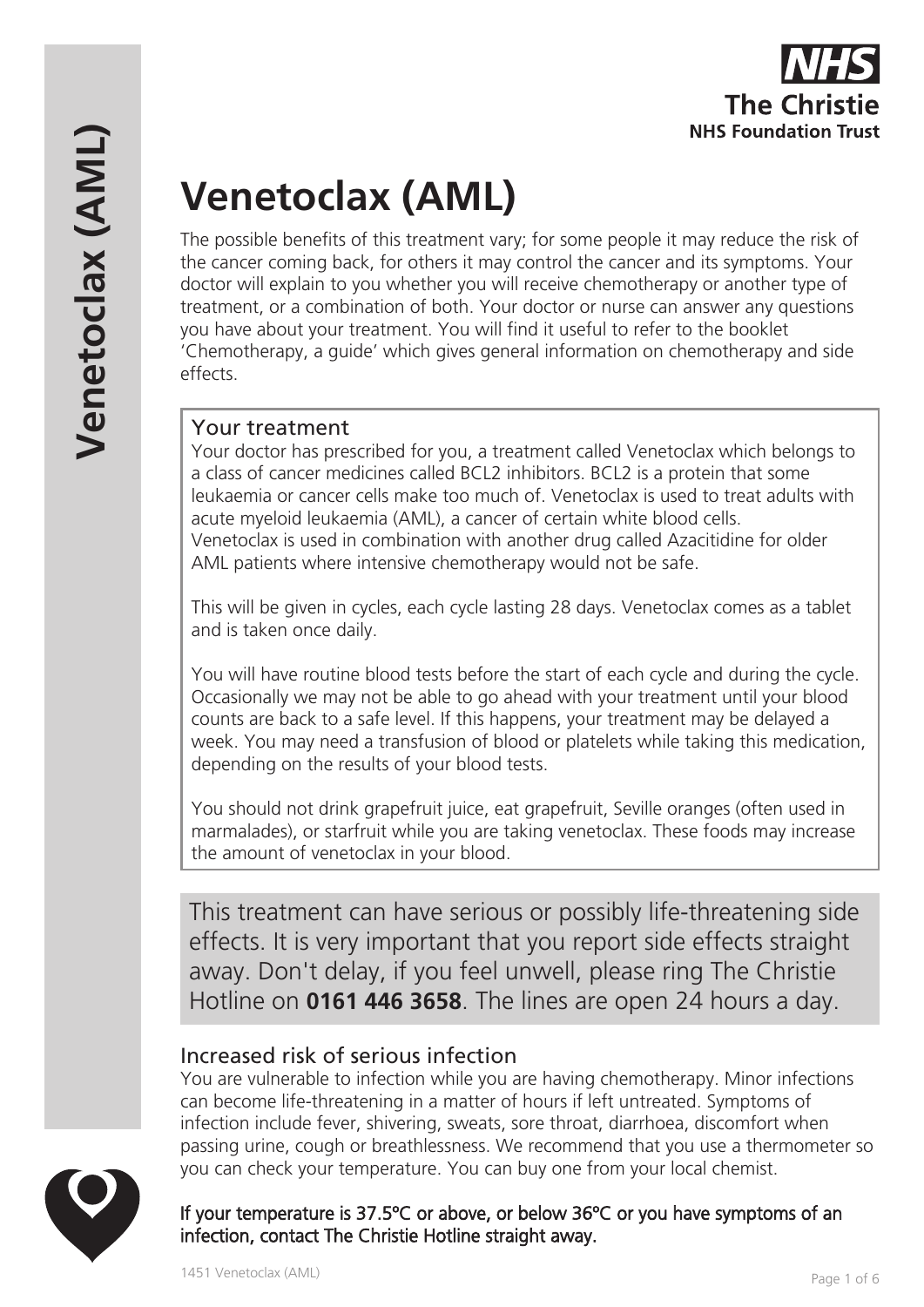# Venetoclax (AML)

The possible benefits of this treatment vary; for some people it may reduce the risk of the cancer coming back, for others it may control the cancer and its symptoms. Your doctor will explain to you whether you will receive chemotherapy or another type of treatment, or a combination of both. Your doctor or nurse can answer any questions you have about your treatment. You will find it useful to refer to the booklet 'Chemotherapy, a guide' which gives general information on chemotherapy and side effects.

## Your treatment

Your doctor has prescribed for you, a treatment called Venetoclax which belongs to a class of cancer medicines called BCL2 inhibitors. BCL2 is a protein that some leukaemia or cancer cells make too much of. Venetoclax is used to treat adults with acute myeloid leukaemia (AML), a cancer of certain white blood cells. Venetoclax is used in combination with another drug called Azacitidine for older AML patients where intensive chemotherapy would not be safe.

This will be given in cycles, each cycle lasting 28 days. Venetoclax comes as a tablet and is taken once daily.

You will have routine blood tests before the start of each cycle and during the cycle. Occasionally we may not be able to go ahead with your treatment until your blood counts are back to a safe level. If this happens, your treatment may be delayed a week. You may need a transfusion of blood or platelets while taking this medication, depending on the results of your blood tests.

You should not drink grapefruit juice, eat grapefruit, Seville oranges (often used in marmalades), or starfruit while you are taking venetoclax. These foods may increase the amount of venetoclax in your blood.

This treatment can have serious or possibly life-threatening side effects. It is very important that you report side effects straight away. Don't delay, if you feel unwell, please ring The Christie Hotline on **0161 446 3658**. The lines are open 24 hours a day.

## Increased risk of serious infection

You are vulnerable to infection while you are having chemotherapy. Minor infections can become life-threatening in a matter of hours if left untreated. Symptoms of infection include fever, shivering, sweats, sore throat, diarrhoea, discomfort when passing urine, cough or breathlessness. We recommend that you use a thermometer so you can check your temperature. You can buy one from your local chemist.

**If your temperature is 37.5ºC or above, or below 36ºC or you have symptoms of an infection, contact The Christie Hotline straight away.**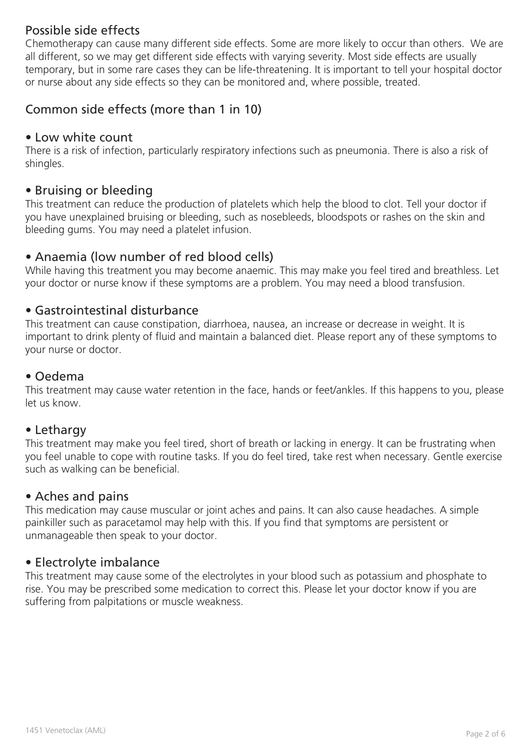## Possible side effects

Chemotherapy can cause many different side effects. Some are more likely to occur than others. We are all different, so we may get different side effects with varying severity. Most side effects are usually temporary, but in some rare cases they can be life-threatening. It is important to tell your hospital doctor or nurse about any side effects so they can be monitored and, where possible, treated.

## Common side effects (more than 1 in 10)

### • Low white count

There is a risk of infection, particularly respiratory infections such as pneumonia. There is also a risk of shingles.

### • Bruising or bleeding

This treatment can reduce the production of platelets which help the blood to clot. Tell your doctor if you have unexplained bruising or bleeding, such as nosebleeds, bloodspots or rashes on the skin and bleeding gums. You may need a platelet infusion.

### • Anaemia (low number of red blood cells)

While having this treatment you may become anaemic. This may make you feel tired and breathless. Let your doctor or nurse know if these symptoms are a problem. You may need a blood transfusion.

### • Gastrointestinal disturbance

This treatment can cause constipation, diarrhoea, nausea, an increase or decrease in weight. It is important to drink plenty of fluid and maintain a balanced diet. Please report any of these symptoms to your nurse or doctor.

### • Oedema

This treatment may cause water retention in the face, hands or feet/ankles. If this happens to you, please let us know.

### • Lethargy

This treatment may make you feel tired, short of breath or lacking in energy. It can be frustrating when you feel unable to cope with routine tasks. If you do feel tired, take rest when necessary. Gentle exercise such as walking can be beneficial.

### • Aches and pains

This medication may cause muscular or joint aches and pains. It can also cause headaches. A simple painkiller such as paracetamol may help with this. If you find that symptoms are persistent or unmanageable then speak to your doctor.

### • Electrolyte imbalance

This treatment may cause some of the electrolytes in your blood such as potassium and phosphate to rise. You may be prescribed some medication to correct this. Please let your doctor know if you are suffering from palpitations or muscle weakness.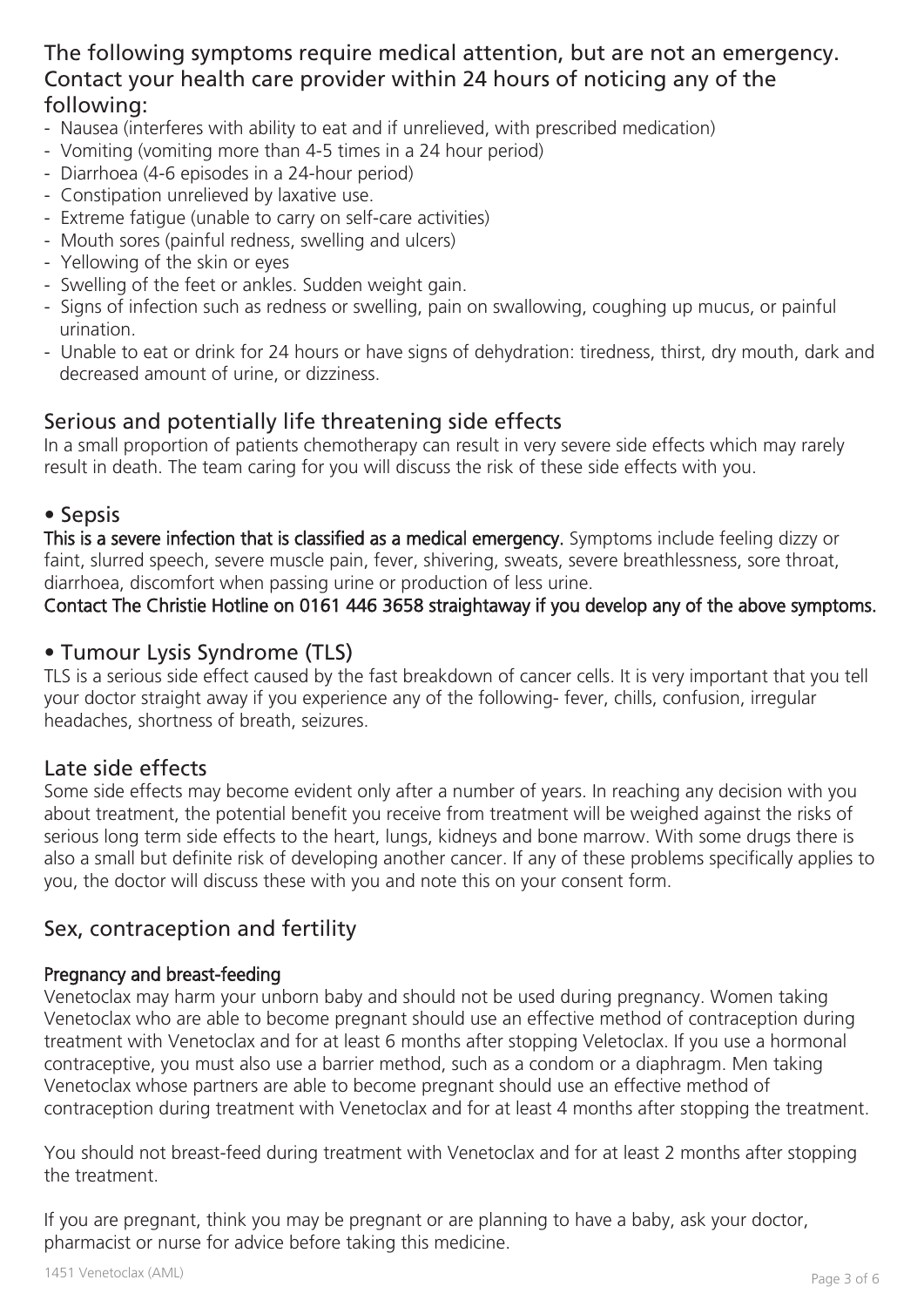## The following symptoms require medical attention, but are not an emergency. Contact your health care provider within 24 hours of noticing any of the following:

- Nausea (interferes with ability to eat and if unrelieved, with prescribed medication)
- Vomiting (vomiting more than 4-5 times in a 24 hour period)
- Diarrhoea (4-6 episodes in a 24-hour period)
- Constipation unrelieved by laxative use.
- Extreme fatigue (unable to carry on self-care activities)
- Mouth sores (painful redness, swelling and ulcers)
- Yellowing of the skin or eyes
- Swelling of the feet or ankles. Sudden weight gain.
- Signs of infection such as redness or swelling, pain on swallowing, coughing up mucus, or painful urination.
- Unable to eat or drink for 24 hours or have signs of dehydration: tiredness, thirst, dry mouth, dark and decreased amount of urine, or dizziness.

## Serious and potentially life threatening side effects

In a small proportion of patients chemotherapy can result in very severe side effects which may rarely result in death. The team caring for you will discuss the risk of these side effects with you.

### • Sepsis

**This is a severe infection that is classified as a medical emergency.** Symptoms include feeling dizzy or faint, slurred speech, severe muscle pain, fever, shivering, sweats, severe breathlessness, sore throat, diarrhoea, discomfort when passing urine or production of less urine.

**Contact The Christie Hotline on 0161 446 3658 straightaway if you develop any of the above symptoms.**

### • Tumour Lysis Syndrome (TLS)

TLS is a serious side effect caused by the fast breakdown of cancer cells. It is very important that you tell your doctor straight away if you experience any of the following- fever, chills, confusion, irregular headaches, shortness of breath, seizures.

## Late side effects

Some side effects may become evident only after a number of years. In reaching any decision with you about treatment, the potential benefit you receive from treatment will be weighed against the risks of serious long term side effects to the heart, lungs, kidneys and bone marrow. With some drugs there is also a small but definite risk of developing another cancer. If any of these problems specifically applies to you, the doctor will discuss these with you and note this on your consent form.

## Sex, contraception and fertility

**Pregnancy and breast-feeding**

Venetoclax may harm your unborn baby and should not be used during pregnancy. Women taking Venetoclax who are able to become pregnant should use an effective method of contraception during treatment with Venetoclax and for at least 6 months after stopping Veletoclax. If you use a hormonal contraceptive, you must also use a barrier method, such as a condom or a diaphragm. Men taking Venetoclax whose partners are able to become pregnant should use an effective method of contraception during treatment with Venetoclax and for at least 4 months after stopping the treatment.

You should not breast-feed during treatment with Venetoclax and for at least 2 months after stopping the treatment.

If you are pregnant, think you may be pregnant or are planning to have a baby, ask your doctor, pharmacist or nurse for advice before taking this medicine.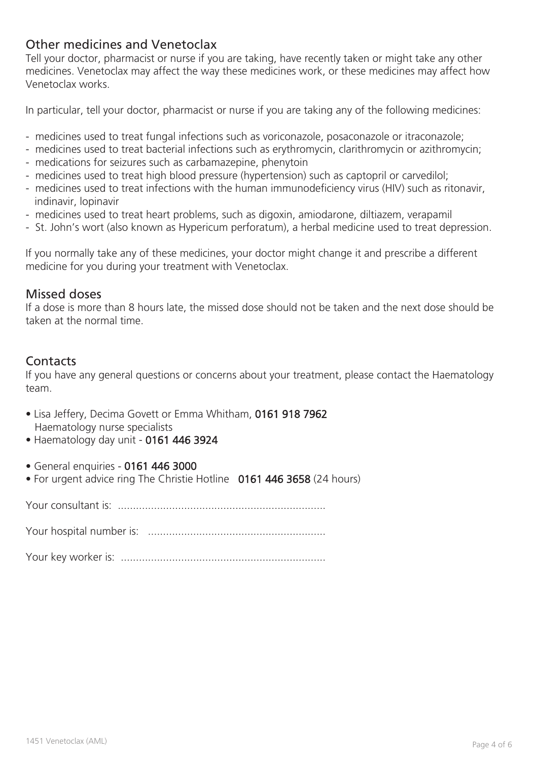## Other medicines and Venetoclax

Tell your doctor, pharmacist or nurse if you are taking, have recently taken or might take any other medicines. Venetoclax may affect the way these medicines work, or these medicines may affect how Venetoclax works.

In particular, tell your doctor, pharmacist or nurse if you are taking any of the following medicines:

- medicines used to treat fungal infections such as voriconazole, posaconazole or itraconazole;
- medicines used to treat bacterial infections such as erythromycin, clarithromycin or azithromycin;
- medications for seizures such as carbamazepine, phenytoin
- medicines used to treat high blood pressure (hypertension) such as captopril or carvedilol;
- medicines used to treat infections with the human immunodeficiency virus (HIV) such as ritonavir, indinavir, lopinavir
- medicines used to treat heart problems, such as digoxin, amiodarone, diltiazem, verapamil
- St. John's wort (also known as Hypericum perforatum), a herbal medicine used to treat depression.

If you normally take any of these medicines, your doctor might change it and prescribe a different medicine for you during your treatment with Venetoclax.

## Missed doses

If a dose is more than 8 hours late, the missed dose should not be taken and the next dose should be taken at the normal time.

## Contacts

If you have any general questions or concerns about your treatment, please contact the Haematology team.

- Lisa Jeffery, Decima Govett or Emma Whitham, **0161 918 7962**
  Haematology nurse specialists
- Haematology day unit - **0161 446 3924**

- General enquiries - **0161 446 3000**
- For urgent advice ring The Christie Hotline **0161 446 3658** (24 hours)

Your consultant is: ....................................................................

Your hospital number is: ...........................................................

Your key worker is: ....................................................................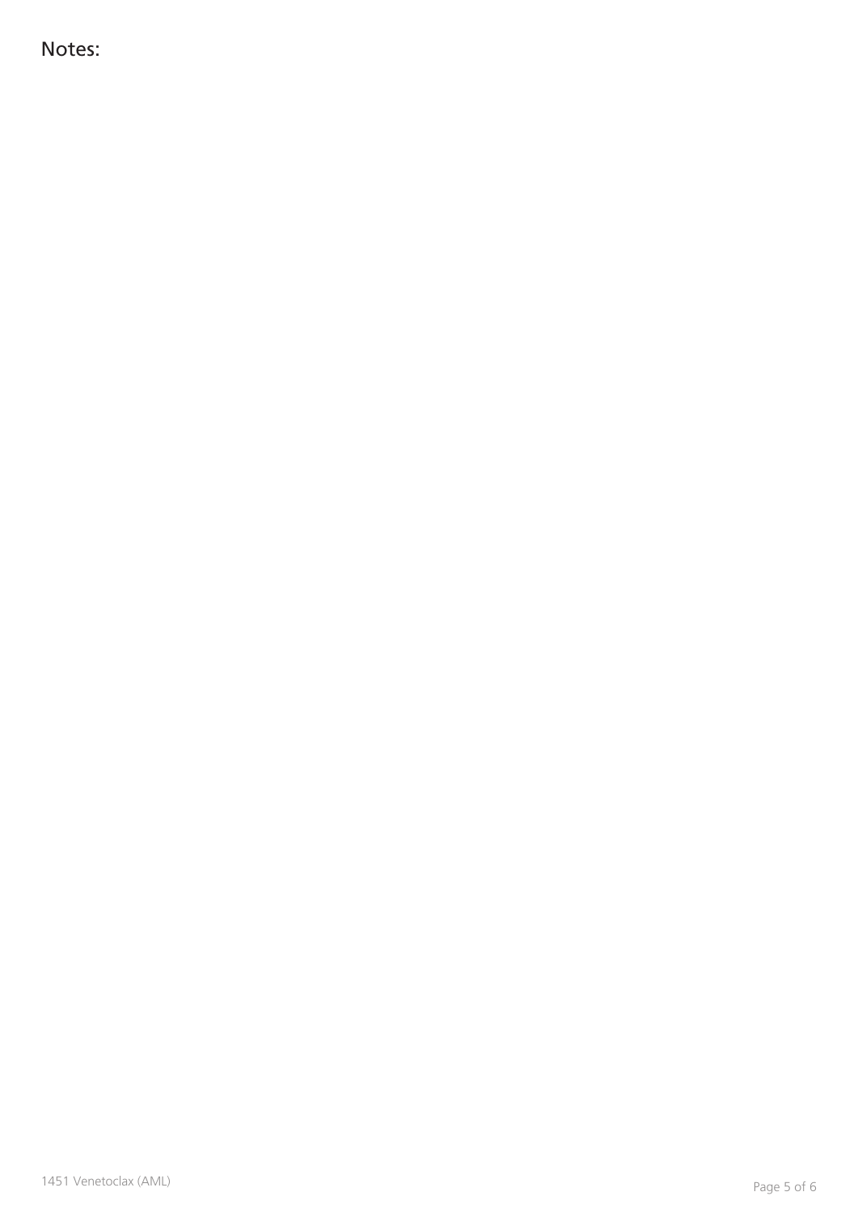Notes: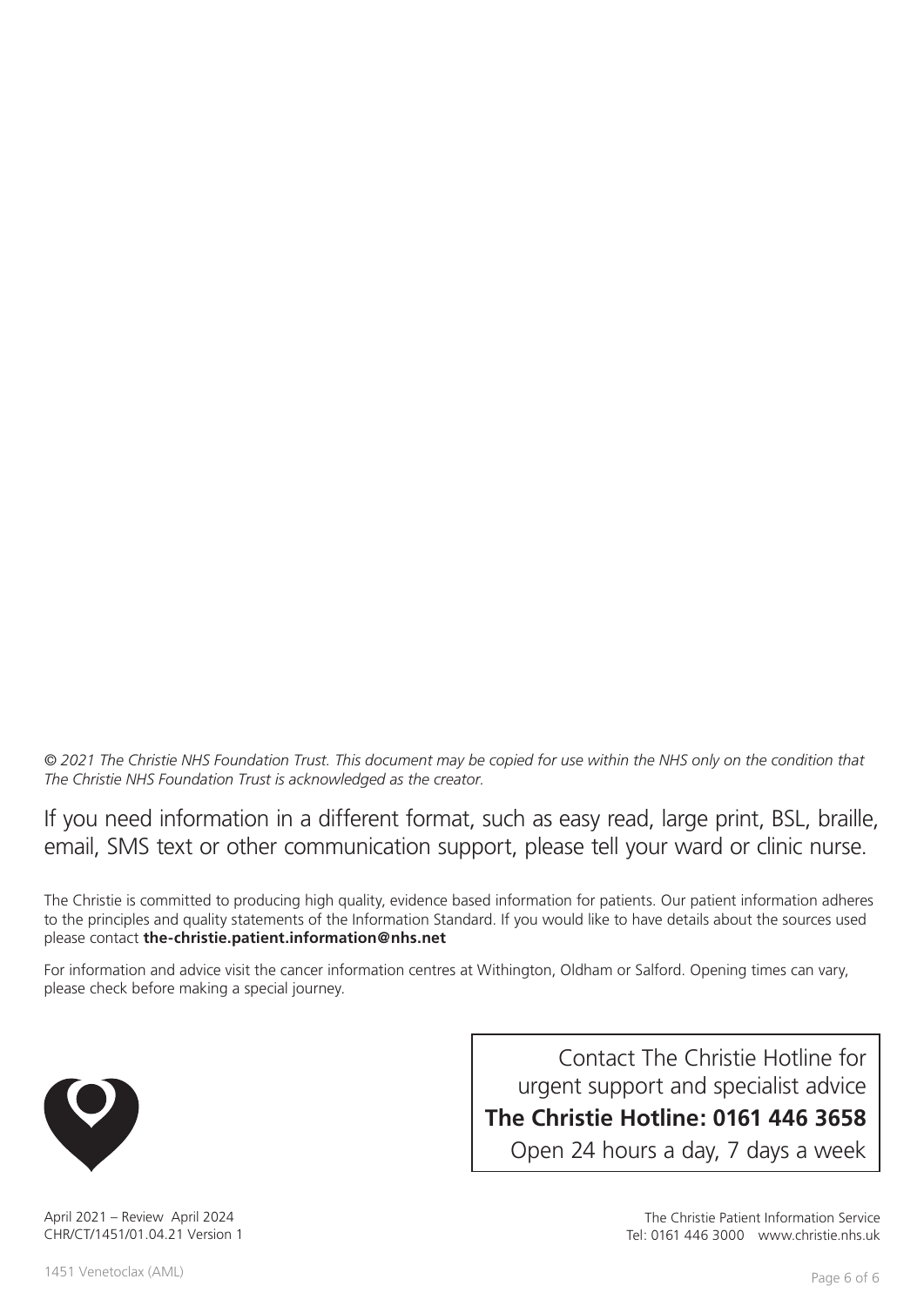*© 2021 The Christie NHS Foundation Trust. This document may be copied for use within the NHS only on the condition that The Christie NHS Foundation Trust is acknowledged as the creator.*

If you need information in a different format, such as easy read, large print, BSL, braille, email, SMS text or other communication support, please tell your ward or clinic nurse.

The Christie is committed to producing high quality, evidence based information for patients. Our patient information adheres to the principles and quality statements of the Information Standard. If you would like to have details about the sources used please contact **the-christie.patient.information@nhs.net**

For information and advice visit the cancer information centres at Withington, Oldham or Salford. Opening times can vary, please check before making a special journey.

Contact The Christie Hotline for urgent support and specialist advice

**The Christie Hotline: 0161 446 3658**

Open 24 hours a day, 7 days a week

April 2021 – Review April 2024
CHR/CT/1451/01.04.21 Version 1

The Christie Patient Information Service
Tel: 0161 446 3000 www.christie.nhs.uk